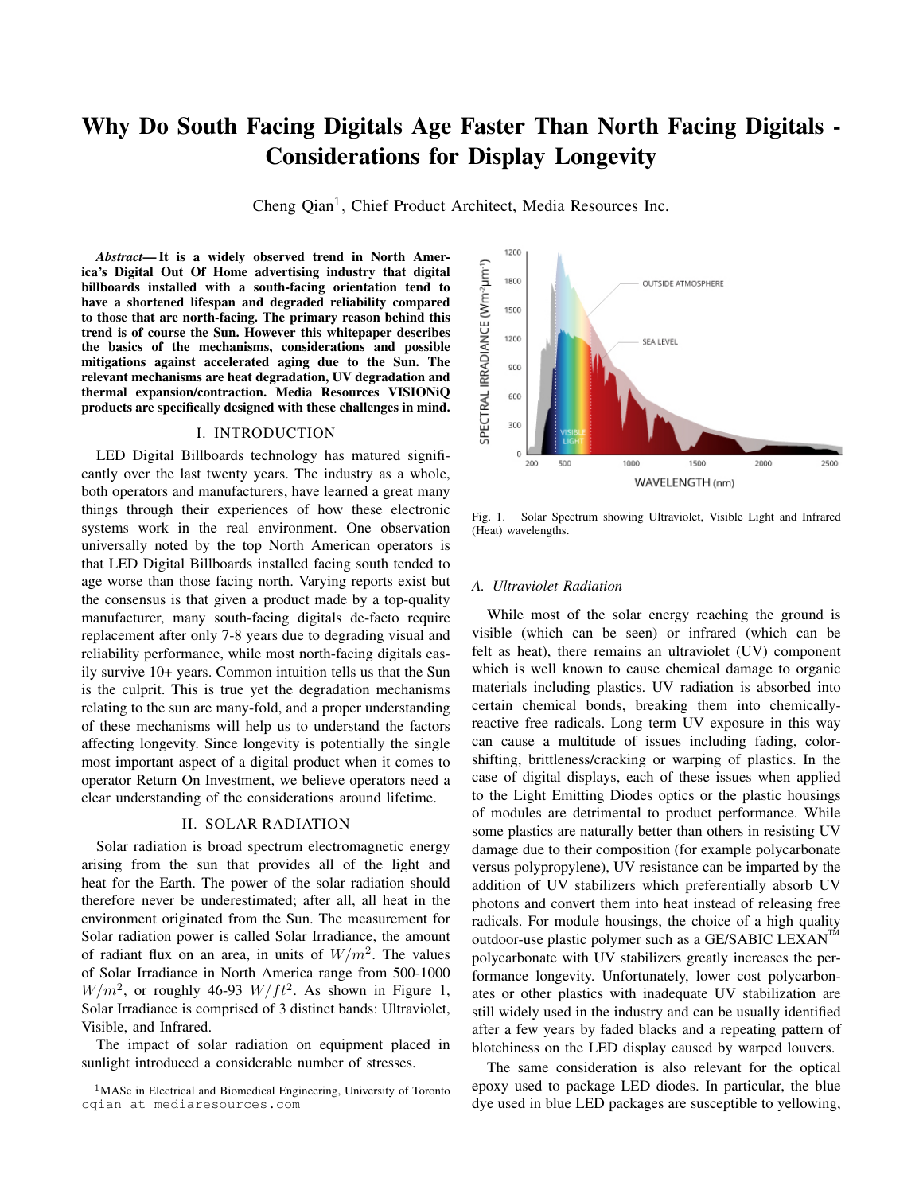# Why Do South Facing Digitals Age Faster Than North Facing Digitals - Considerations for Display Longevity

Cheng Qian[1], Chief Product Architect, Media Resources Inc.

***Abstract*— It is a widely observed trend in North America's Digital Out Of Home advertising industry that digital billboards installed with a south-facing orientation tend to have a shortened lifespan and degraded reliability compared to those that are north-facing. The primary reason behind this trend is of course the Sun. However this whitepaper describes the basics of the mechanisms, considerations and possible mitigations against accelerated aging due to the Sun. The relevant mechanisms are heat degradation, UV degradation and thermal expansion/contraction. Media Resources VISIONiQ products are specifically designed with these challenges in mind.**

## I. INTRODUCTION

LED Digital Billboards technology has matured significantly over the last twenty years. The industry as a whole, both operators and manufacturers, have learned a great many things through their experiences of how these electronic systems work in the real environment. One observation universally noted by the top North American operators is that LED Digital Billboards installed facing south tended to age worse than those facing north. Varying reports exist but the consensus is that given a product made by a top-quality manufacturer, many south-facing digitals de-facto require replacement after only 7-8 years due to degrading visual and reliability performance, while most north-facing digitals easily survive 10+ years. Common intuition tells us that the Sun is the culprit. This is true yet the degradation mechanisms relating to the sun are many-fold, and a proper understanding of these mechanisms will help us to understand the factors affecting longevity. Since longevity is potentially the single most important aspect of a digital product when it comes to operator Return On Investment, we believe operators need a clear understanding of the considerations around lifetime.

## II. SOLAR RADIATION

Solar radiation is broad spectrum electromagnetic energy arising from the sun that provides all of the light and heat for the Earth. The power of the solar radiation should therefore never be underestimated; after all, all heat in the environment originated from the Sun. The measurement for Solar radiation power is called Solar Irradiance, the amount of radiant flux on an area, in units of $W/m^2$. The values of Solar Irradiance in North America range from 500-1000 $W/m^2$, or roughly 46-93 $W/ft^2$. As shown in Figure 1, Solar Irradiance is comprised of 3 distinct bands: Ultraviolet, Visible, and Infrared.

The impact of solar radiation on equipment placed in sunlight introduced a considerable number of stresses.

Fig. 1. Solar Spectrum showing Ultraviolet, Visible Light and Infrared (Heat) wavelengths.

### A. Ultraviolet Radiation

While most of the solar energy reaching the ground is visible (which can be seen) or infrared (which can be felt as heat), there remains an ultraviolet (UV) component which is well known to cause chemical damage to organic materials including plastics. UV radiation is absorbed into certain chemical bonds, breaking them into chemically-reactive free radicals. Long term UV exposure in this way can cause a multitude of issues including fading, color-shifting, brittleness/cracking or warping of plastics. In the case of digital displays, each of these issues when applied to the Light Emitting Diodes optics or the plastic housings of modules are detrimental to product performance. While some plastics are naturally better than others in resisting UV damage due to their composition (for example polycarbonate versus polypropylene), UV resistance can be imparted by the addition of UV stabilizers which preferentially absorb UV photons and convert them into heat instead of releasing free radicals. For module housings, the choice of a high quality outdoor-use plastic polymer such as a GE/SABIC LEXAN™ polycarbonate with UV stabilizers greatly increases the performance longevity. Unfortunately, lower cost polycarbonates or other plastics with inadequate UV stabilization are still widely used in the industry and can be usually identified after a few years by faded blacks and a repeating pattern of blotchiness on the LED display caused by warped louvers.

The same consideration is also relevant for the optical epoxy used to package LED diodes. In particular, the blue dye used in blue LED packages are susceptible to yellowing,

[1]MASc in Electrical and Biomedical Engineering, University of Toronto
cqian at mediaresources.com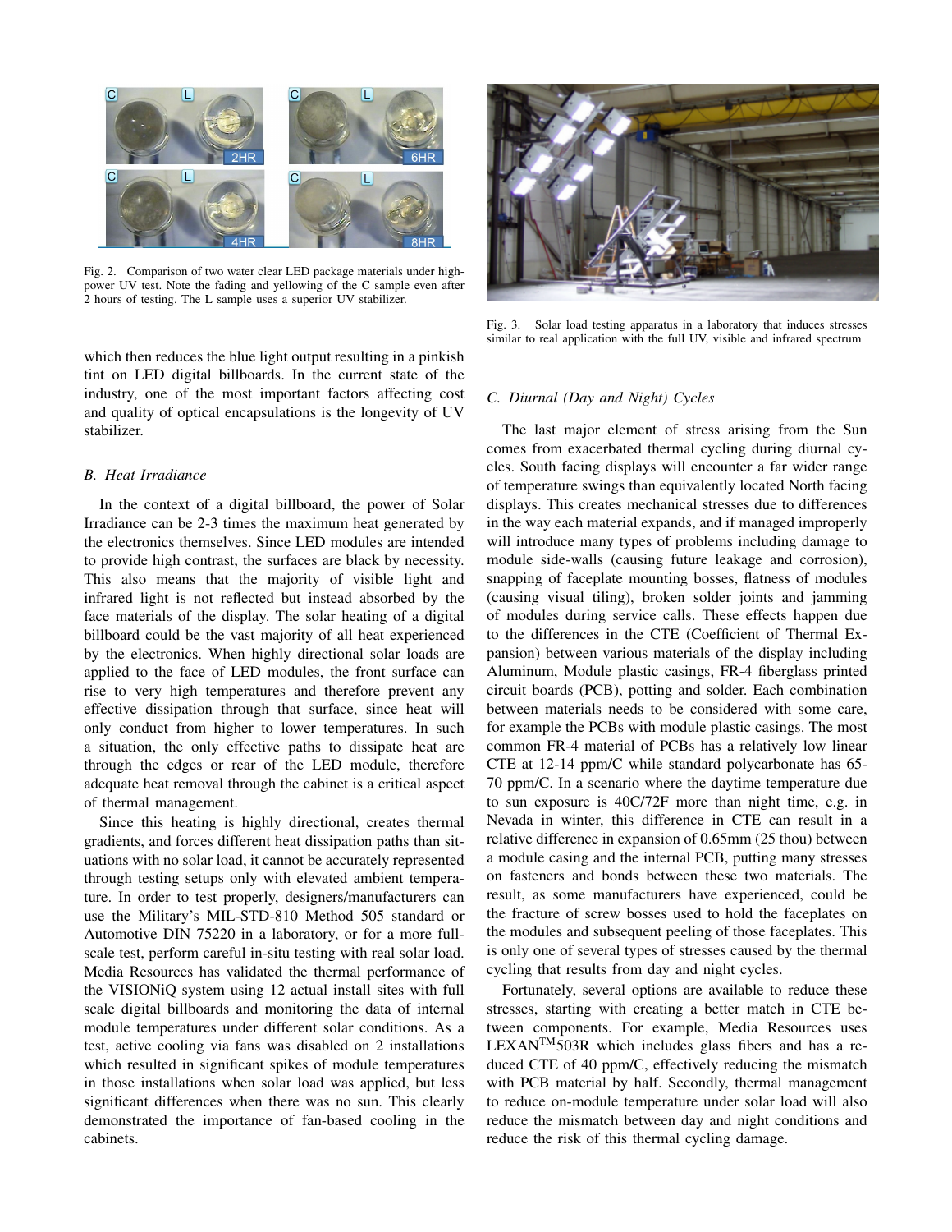Fig. 2. Comparison of two water clear LED package materials under high-power UV test. Note the fading and yellowing of the C sample even after 2 hours of testing. The L sample uses a superior UV stabilizer.

which then reduces the blue light output resulting in a pinkish tint on LED digital billboards. In the current state of the industry, one of the most important factors affecting cost and quality of optical encapsulations is the longevity of UV stabilizer.

### B. Heat Irradiance

In the context of a digital billboard, the power of Solar Irradiance can be 2-3 times the maximum heat generated by the electronics themselves. Since LED modules are intended to provide high contrast, the surfaces are black by necessity. This also means that the majority of visible light and infrared light is not reflected but instead absorbed by the face materials of the display. The solar heating of a digital billboard could be the vast majority of all heat experienced by the electronics. When highly directional solar loads are applied to the face of LED modules, the front surface can rise to very high temperatures and therefore prevent any effective dissipation through that surface, since heat will only conduct from higher to lower temperatures. In such a situation, the only effective paths to dissipate heat are through the edges or rear of the LED module, therefore adequate heat removal through the cabinet is a critical aspect of thermal management.

Since this heating is highly directional, creates thermal gradients, and forces different heat dissipation paths than situations with no solar load, it cannot be accurately represented through testing setups only with elevated ambient temperature. In order to test properly, designers/manufacturers can use the Military's MIL-STD-810 Method 505 standard or Automotive DIN 75220 in a laboratory, or for a more full-scale test, perform careful in-situ testing with real solar load. Media Resources has validated the thermal performance of the VISIONiQ system using 12 actual install sites with full scale digital billboards and monitoring the data of internal module temperatures under different solar conditions. As a test, active cooling via fans was disabled on 2 installations which resulted in significant spikes of module temperatures in those installations when solar load was applied, but less significant differences when there was no sun. This clearly demonstrated the importance of fan-based cooling in the cabinets.

Fig. 3. Solar load testing apparatus in a laboratory that induces stresses similar to real application with the full UV, visible and infrared spectrum

### C. Diurnal (Day and Night) Cycles

The last major element of stress arising from the Sun comes from exacerbated thermal cycling during diurnal cycles. South facing displays will encounter a far wider range of temperature swings than equivalently located North facing displays. This creates mechanical stresses due to differences in the way each material expands, and if managed improperly will introduce many types of problems including damage to module side-walls (causing future leakage and corrosion), snapping of faceplate mounting bosses, flatness of modules (causing visual tiling), broken solder joints and jamming of modules during service calls. These effects happen due to the differences in the CTE (Coefficient of Thermal Expansion) between various materials of the display including Aluminum, Module plastic casings, FR-4 fiberglass printed circuit boards (PCB), potting and solder. Each combination between materials needs to be considered with some care, for example the PCBs with module plastic casings. The most common FR-4 material of PCBs has a relatively low linear CTE at 12-14 ppm/C while standard polycarbonate has 65-70 ppm/C. In a scenario where the daytime temperature due to sun exposure is 40C/72F more than night time, e.g. in Nevada in winter, this difference in CTE can result in a relative difference in expansion of 0.65mm (25 thou) between a module casing and the internal PCB, putting many stresses on fasteners and bonds between these two materials. The result, as some manufacturers have experienced, could be the fracture of screw bosses used to hold the faceplates on the modules and subsequent peeling of those faceplates. This is only one of several types of stresses caused by the thermal cycling that results from day and night cycles.

Fortunately, several options are available to reduce these stresses, starting with creating a better match in CTE between components. For example, Media Resources uses LEXAN™503R which includes glass fibers and has a reduced CTE of 40 ppm/C, effectively reducing the mismatch with PCB material by half. Secondly, thermal management to reduce on-module temperature under solar load will also reduce the mismatch between day and night conditions and reduce the risk of this thermal cycling damage.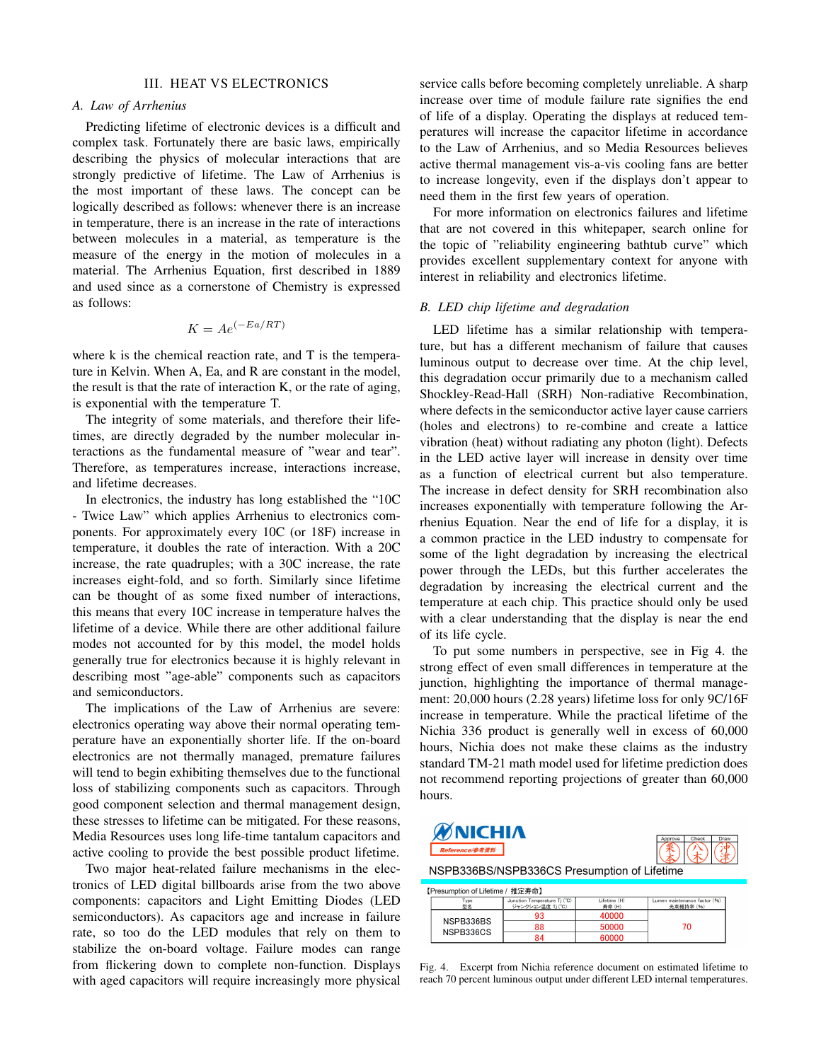## III. HEAT VS ELECTRONICS

### A. Law of Arrhenius

Predicting lifetime of electronic devices is a difficult and complex task. Fortunately there are basic laws, empirically describing the physics of molecular interactions that are strongly predictive of lifetime. The Law of Arrhenius is the most important of these laws. The concept can be logically described as follows: whenever there is an increase in temperature, there is an increase in the rate of interactions between molecules in a material, as temperature is the measure of the energy in the motion of molecules in a material. The Arrhenius Equation, first described in 1889 and used since as a cornerstone of Chemistry is expressed as follows:

$$K = Ae^{(-Ea/RT)}$$

where k is the chemical reaction rate, and T is the temperature in Kelvin. When A, Ea, and R are constant in the model, the result is that the rate of interaction K, or the rate of aging, is exponential with the temperature T.

The integrity of some materials, and therefore their lifetimes, are directly degraded by the number molecular interactions as the fundamental measure of "wear and tear". Therefore, as temperatures increase, interactions increase, and lifetime decreases.

In electronics, the industry has long established the "10C - Twice Law" which applies Arrhenius to electronics components. For approximately every 10C (or 18F) increase in temperature, it doubles the rate of interaction. With a 20C increase, the rate quadruples; with a 30C increase, the rate increases eight-fold, and so forth. Similarly since lifetime can be thought of as some fixed number of interactions, this means that every 10C increase in temperature halves the lifetime of a device. While there are other additional failure modes not accounted for by this model, the model holds generally true for electronics because it is highly relevant in describing most "age-able" components such as capacitors and semiconductors.

The implications of the Law of Arrhenius are severe: electronics operating way above their normal operating temperature have an exponentially shorter life. If the on-board electronics are not thermally managed, premature failures will tend to begin exhibiting themselves due to the functional loss of stabilizing components such as capacitors. Through good component selection and thermal management design, these stresses to lifetime can be mitigated. For these reasons, Media Resources uses long life-time tantalum capacitors and active cooling to provide the best possible product lifetime.

Two major heat-related failure mechanisms in the electronics of LED digital billboards arise from the two above components: capacitors and Light Emitting Diodes (LED semiconductors). As capacitors age and increase in failure rate, so too do the LED modules that rely on them to stabilize the on-board voltage. Failure modes can range from flickering down to complete non-function. Displays with aged capacitors will require increasingly more physical service calls before becoming completely unreliable. A sharp increase over time of module failure rate signifies the end of life of a display. Operating the displays at reduced temperatures will increase the capacitor lifetime in accordance to the Law of Arrhenius, and so Media Resources believes active thermal management vis-a-vis cooling fans are better to increase longevity, even if the displays don't appear to need them in the first few years of operation.

For more information on electronics failures and lifetime that are not covered in this whitepaper, search online for the topic of "reliability engineering bathtub curve" which provides excellent supplementary context for anyone with interest in reliability and electronics lifetime.

### B. LED chip lifetime and degradation

LED lifetime has a similar relationship with temperature, but has a different mechanism of failure that causes luminous output to decrease over time. At the chip level, this degradation occur primarily due to a mechanism called Shockley-Read-Hall (SRH) Non-radiative Recombination, where defects in the semiconductor active layer cause carriers (holes and electrons) to re-combine and create a lattice vibration (heat) without radiating any photon (light). Defects in the LED active layer will increase in density over time as a function of electrical current but also temperature. The increase in defect density for SRH recombination also increases exponentially with temperature following the Arrhenius Equation. Near the end of life for a display, it is a common practice in the LED industry to compensate for some of the light degradation by increasing the electrical power through the LEDs, but this further accelerates the degradation by increasing the electrical current and the temperature at each chip. This practice should only be used with a clear understanding that the display is near the end of its life cycle.

To put some numbers in perspective, see in Fig 4. the strong effect of even small differences in temperature at the junction, highlighting the importance of thermal management: 20,000 hours (2.28 years) lifetime loss for only 9C/16F increase in temperature. While the practical lifetime of the Nichia 336 product is generally well in excess of 60,000 hours, Nichia does not make these claims as the industry standard TM-21 math model used for lifetime prediction does not recommend reporting projections of greater than 60,000 hours.

NICHIA — Reference/参考資料

NSPB336BS/NSPB336CS Presumption of Lifetime

【Presumption of Lifetime / 推定寿命】

| Type 型名 | Junction Temperature Tj (°C) ジャンクション温度 Tj (°C) | Lifetime (H) 寿命 (H) | Lumen maintenance factor (%) 光束維持率 (%) |
|---|---|---|---|
| NSPB336BS NSPB336CS | 93 | 40000 | 70 |
| | 88 | 50000 | |
| | 84 | 60000 | |

Fig. 4. Excerpt from Nichia reference document on estimated lifetime to reach 70 percent luminous output under different LED internal temperatures.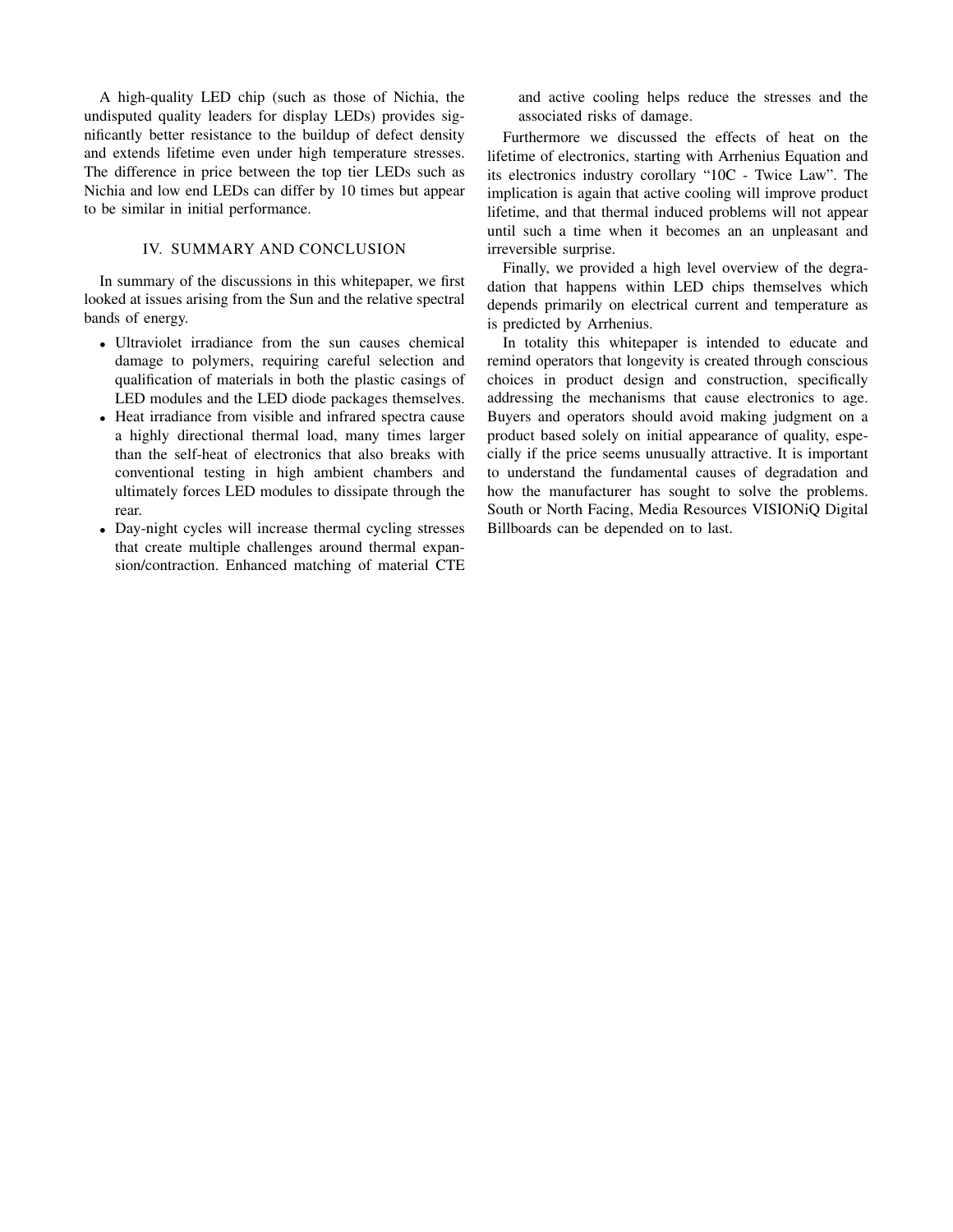A high-quality LED chip (such as those of Nichia, the undisputed quality leaders for display LEDs) provides significantly better resistance to the buildup of defect density and extends lifetime even under high temperature stresses. The difference in price between the top tier LEDs such as Nichia and low end LEDs can differ by 10 times but appear to be similar in initial performance.

## IV. SUMMARY AND CONCLUSION

In summary of the discussions in this whitepaper, we first looked at issues arising from the Sun and the relative spectral bands of energy.

- Ultraviolet irradiance from the sun causes chemical damage to polymers, requiring careful selection and qualification of materials in both the plastic casings of LED modules and the LED diode packages themselves.
- Heat irradiance from visible and infrared spectra cause a highly directional thermal load, many times larger than the self-heat of electronics that also breaks with conventional testing in high ambient chambers and ultimately forces LED modules to dissipate through the rear.
- Day-night cycles will increase thermal cycling stresses that create multiple challenges around thermal expansion/contraction. Enhanced matching of material CTE and active cooling helps reduce the stresses and the associated risks of damage.

Furthermore we discussed the effects of heat on the lifetime of electronics, starting with Arrhenius Equation and its electronics industry corollary "10C - Twice Law". The implication is again that active cooling will improve product lifetime, and that thermal induced problems will not appear until such a time when it becomes an an unpleasant and irreversible surprise.

Finally, we provided a high level overview of the degradation that happens within LED chips themselves which depends primarily on electrical current and temperature as is predicted by Arrhenius.

In totality this whitepaper is intended to educate and remind operators that longevity is created through conscious choices in product design and construction, specifically addressing the mechanisms that cause electronics to age. Buyers and operators should avoid making judgment on a product based solely on initial appearance of quality, especially if the price seems unusually attractive. It is important to understand the fundamental causes of degradation and how the manufacturer has sought to solve the problems. South or North Facing, Media Resources VISIONiQ Digital Billboards can be depended on to last.